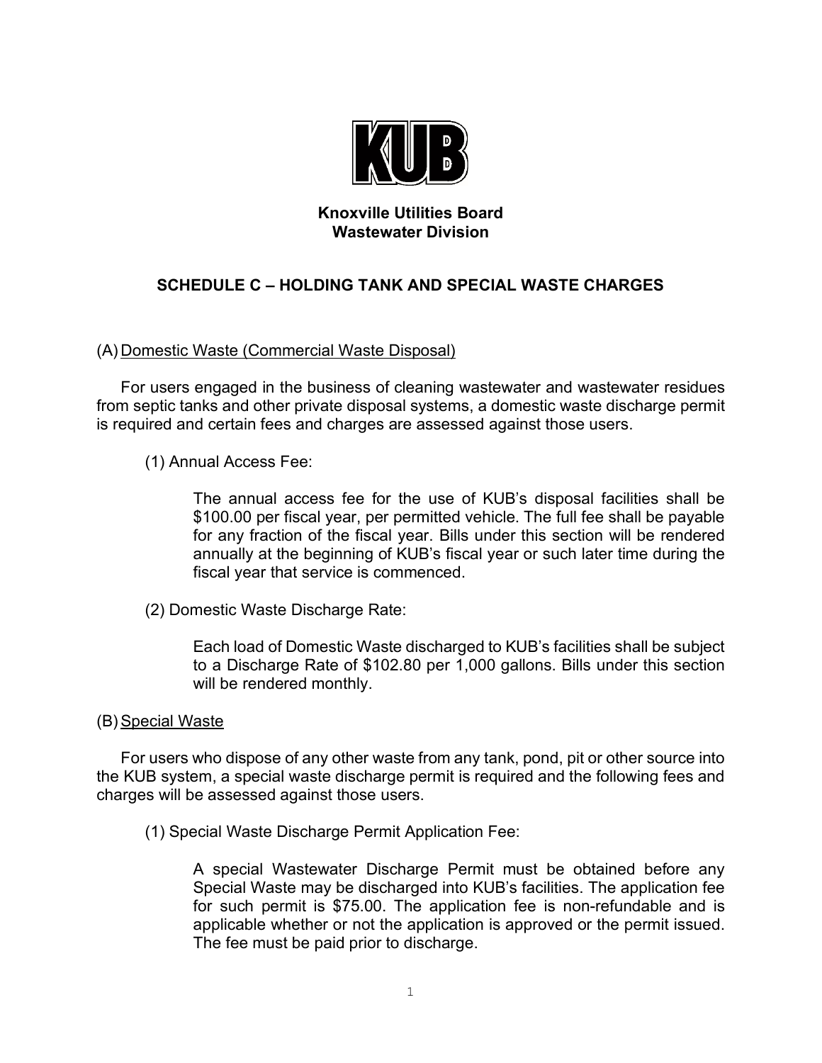**Knoxville Utilities Board**
**Wastewater Division**

## SCHEDULE C – HOLDING TANK AND SPECIAL WASTE CHARGES

(A) Domestic Waste (Commercial Waste Disposal)

For users engaged in the business of cleaning wastewater and wastewater residues from septic tanks and other private disposal systems, a domestic waste discharge permit is required and certain fees and charges are assessed against those users.

(1) Annual Access Fee:

The annual access fee for the use of KUB's disposal facilities shall be $100.00 per fiscal year, per permitted vehicle. The full fee shall be payable for any fraction of the fiscal year. Bills under this section will be rendered annually at the beginning of KUB's fiscal year or such later time during the fiscal year that service is commenced.

(2) Domestic Waste Discharge Rate:

Each load of Domestic Waste discharged to KUB's facilities shall be subject to a Discharge Rate of $102.80 per 1,000 gallons. Bills under this section will be rendered monthly.

(B) Special Waste

For users who dispose of any other waste from any tank, pond, pit or other source into the KUB system, a special waste discharge permit is required and the following fees and charges will be assessed against those users.

(1) Special Waste Discharge Permit Application Fee:

A special Wastewater Discharge Permit must be obtained before any Special Waste may be discharged into KUB's facilities. The application fee for such permit is $75.00. The application fee is non-refundable and is applicable whether or not the application is approved or the permit issued. The fee must be paid prior to discharge.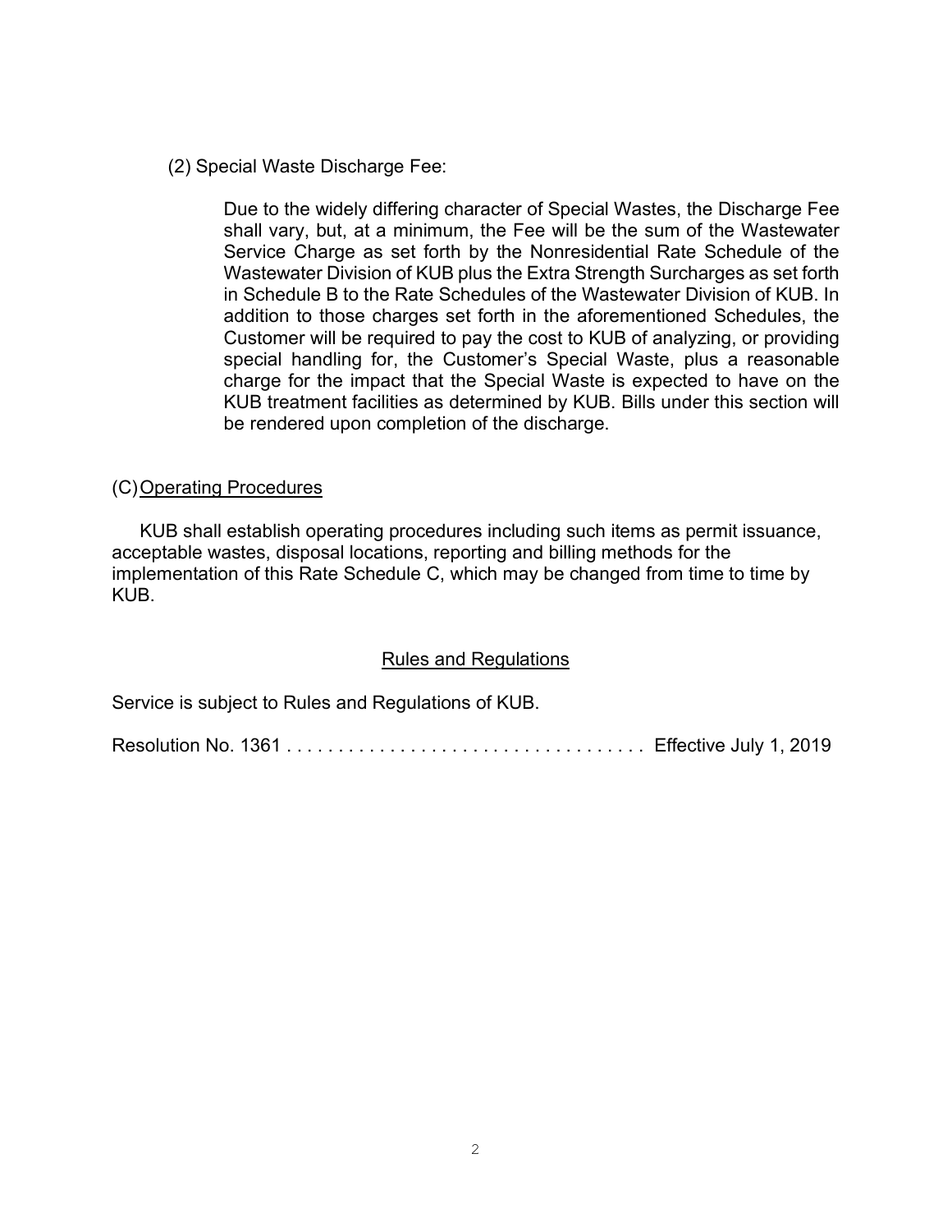(2) Special Waste Discharge Fee:

Due to the widely differing character of Special Wastes, the Discharge Fee shall vary, but, at a minimum, the Fee will be the sum of the Wastewater Service Charge as set forth by the Nonresidential Rate Schedule of the Wastewater Division of KUB plus the Extra Strength Surcharges as set forth in Schedule B to the Rate Schedules of the Wastewater Division of KUB. In addition to those charges set forth in the aforementioned Schedules, the Customer will be required to pay the cost to KUB of analyzing, or providing special handling for, the Customer's Special Waste, plus a reasonable charge for the impact that the Special Waste is expected to have on the KUB treatment facilities as determined by KUB. Bills under this section will be rendered upon completion of the discharge.

(C) Operating Procedures

KUB shall establish operating procedures including such items as permit issuance, acceptable wastes, disposal locations, reporting and billing methods for the implementation of this Rate Schedule C, which may be changed from time to time by KUB.

## Rules and Regulations

Service is subject to Rules and Regulations of KUB.

Resolution No. 1361 . . . . . . . . . . . . . . . . . . . . . . . . . . . . . . . . . . . Effective July 1, 2019